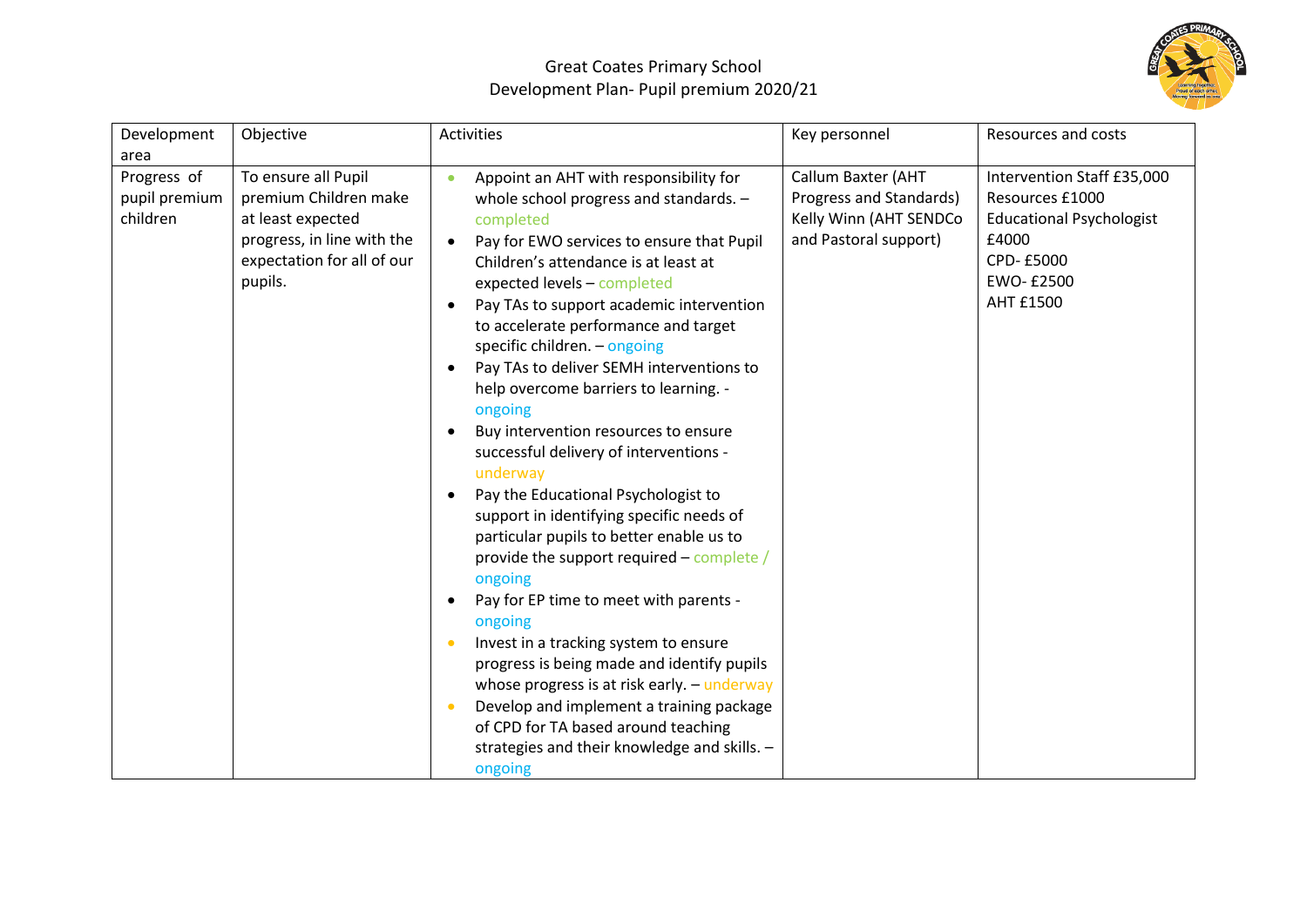# Great Coates Primary School
## Development Plan- Pupil premium 2020/21

| Development area | Objective | Activities | Key personnel | Resources and costs |
|---|---|---|---|---|
| Progress of pupil premium children | To ensure all Pupil premium Children make at least expected progress, in line with the expectation for all of our pupils. | • Appoint an AHT with responsibility for whole school progress and standards. – completed<br>• Pay for EWO services to ensure that Pupil Children's attendance is at least at expected levels – completed<br>• Pay TAs to support academic intervention to accelerate performance and target specific children. – ongoing<br>• Pay TAs to deliver SEMH interventions to help overcome barriers to learning. - ongoing<br>• Buy intervention resources to ensure successful delivery of interventions - underway<br>• Pay the Educational Psychologist to support in identifying specific needs of particular pupils to better enable us to provide the support required – complete / ongoing<br>• Pay for EP time to meet with parents - ongoing<br>• Invest in a tracking system to ensure progress is being made and identify pupils whose progress is at risk early. – underway<br>• Develop and implement a training package of CPD for TA based around teaching strategies and their knowledge and skills. – ongoing | Callum Baxter (AHT Progress and Standards)<br>Kelly Winn (AHT SENDCo and Pastoral support) | Intervention Staff £35,000<br>Resources £1000<br>Educational Psychologist £4000<br>CPD- £5000<br>EWO- £2500<br>AHT £1500 |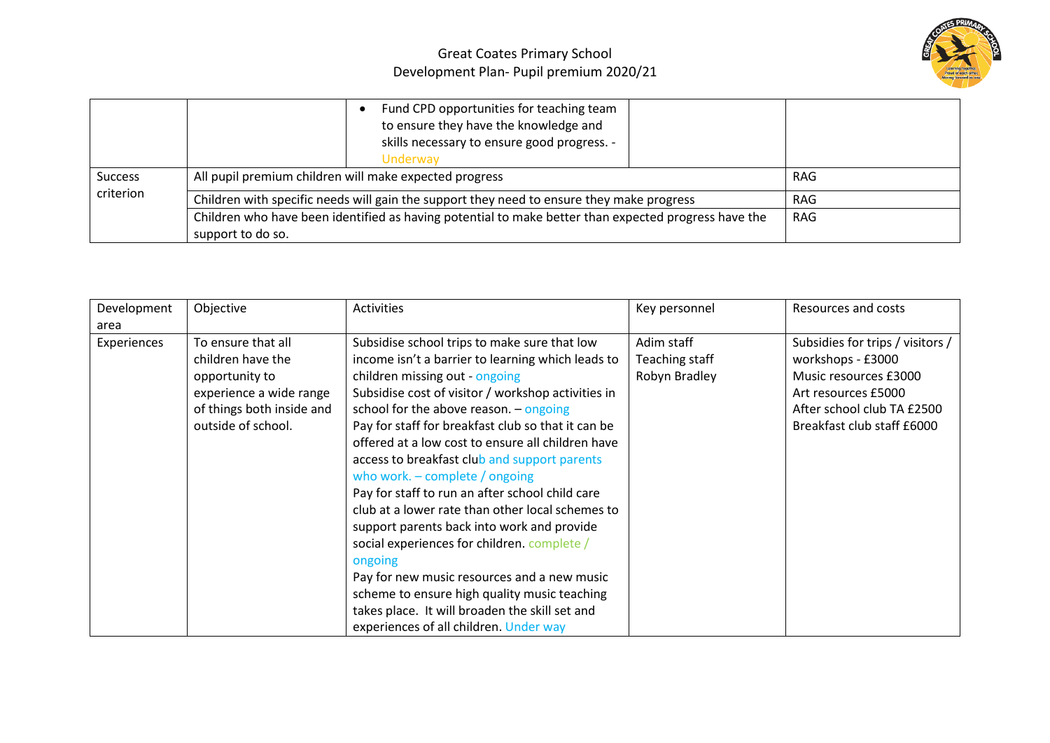# Great Coates Primary School
## Development Plan- Pupil premium 2020/21

| | | | | |
|---|---|---|---|---|
| | | • Fund CPD opportunities for teaching team to ensure they have the knowledge and skills necessary to ensure good progress. - Underway | | |
| Success criterion | All pupil premium children will make expected progress | | | RAG |
| | Children with specific needs will gain the support they need to ensure they make progress | | | RAG |
| | Children who have been identified as having potential to make better than expected progress have the support to do so. | | | RAG |

| Development area | Objective | Activities | Key personnel | Resources and costs |
|---|---|---|---|---|
| Experiences | To ensure that all children have the opportunity to experience a wide range of things both inside and outside of school. | Subsidise school trips to make sure that low income isn't a barrier to learning which leads to children missing out - ongoing<br>Subsidise cost of visitor / workshop activities in school for the above reason. – ongoing<br>Pay for staff for breakfast club so that it can be offered at a low cost to ensure all children have access to breakfast club and support parents who work. – complete / ongoing<br>Pay for staff to run an after school child care club at a lower rate than other local schemes to support parents back into work and provide social experiences for children. complete / ongoing<br>Pay for new music resources and a new music scheme to ensure high quality music teaching takes place. It will broaden the skill set and experiences of all children. Under way | Adim staff<br>Teaching staff<br>Robyn Bradley | Subsidies for trips / visitors / workshops - £3000<br>Music resources £3000<br>Art resources £5000<br>After school club TA £2500<br>Breakfast club staff £6000 |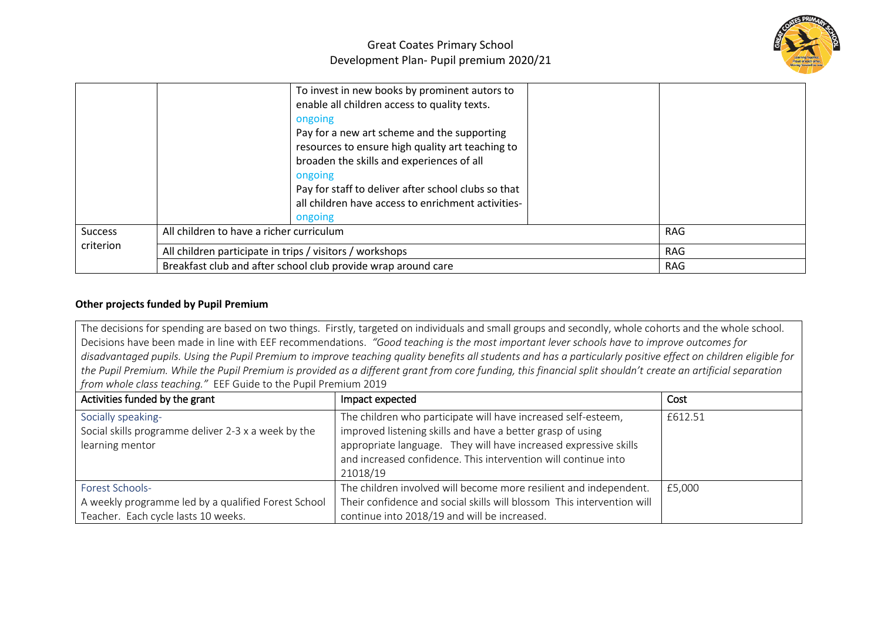| | | To invest in new books by prominent autors to enable all children access to quality texts.<br>ongoing<br>Pay for a new art scheme and the supporting resources to ensure high quality art teaching to broaden the skills and experiences of all<br>ongoing<br>Pay for staff to deliver after school clubs so that all children have access to enrichment activities-<br>ongoing | | |
|---|---|---|---|---|
| Success criterion | All children to have a richer curriculum | | | RAG |
| | All children participate in trips / visitors / workshops | | | RAG |
| | Breakfast club and after school club provide wrap around care | | | RAG |

**Other projects funded by Pupil Premium**

The decisions for spending are based on two things. Firstly, targeted on individuals and small groups and secondly, whole cohorts and the whole school. Decisions have been made in line with EEF recommendations. *"Good teaching is the most important lever schools have to improve outcomes for disadvantaged pupils. Using the Pupil Premium to improve teaching quality benefits all students and has a particularly positive effect on children eligible for the Pupil Premium. While the Pupil Premium is provided as a different grant from core funding, this financial split shouldn't create an artificial separation from whole class teaching."* EEF Guide to the Pupil Premium 2019

| Activities funded by the grant | Impact expected | Cost |
|---|---|---|
| Socially speaking-<br>Social skills programme deliver 2-3 x a week by the learning mentor | The children who participate will have increased self-esteem, improved listening skills and have a better grasp of using appropriate language. They will have increased expressive skills and increased confidence. This intervention will continue into 21018/19 | £612.51 |
| Forest Schools-<br>A weekly programme led by a qualified Forest School Teacher. Each cycle lasts 10 weeks. | The children involved will become more resilient and independent. Their confidence and social skills will blossom This intervention will continue into 2018/19 and will be increased. | £5,000 |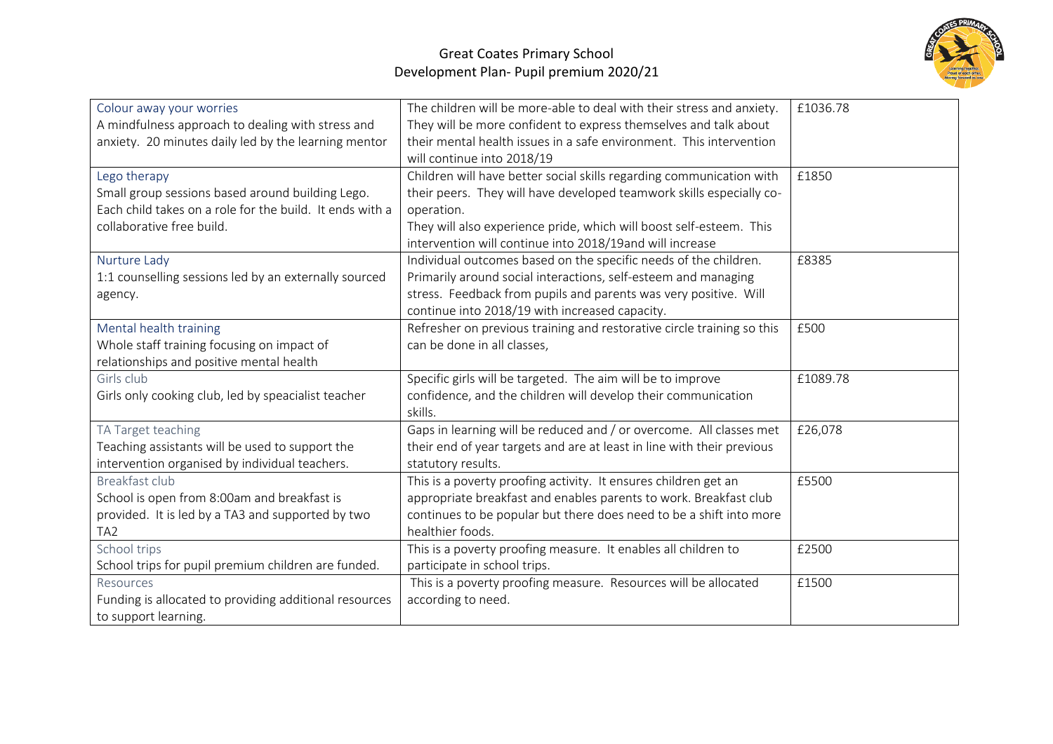| Colour away your worries<br>A mindfulness approach to dealing with stress and anxiety. 20 minutes daily led by the learning mentor | The children will be more-able to deal with their stress and anxiety. They will be more confident to express themselves and talk about their mental health issues in a safe environment. This intervention will continue into 2018/19 | £1036.78 |
|---|---|---|
| Lego therapy<br>Small group sessions based around building Lego. Each child takes on a role for the build. It ends with a collaborative free build. | Children will have better social skills regarding communication with their peers. They will have developed teamwork skills especially co-operation.<br>They will also experience pride, which will boost self-esteem. This intervention will continue into 2018/19and will increase | £1850 |
| Nurture Lady<br>1:1 counselling sessions led by an externally sourced agency. | Individual outcomes based on the specific needs of the children. Primarily around social interactions, self-esteem and managing stress. Feedback from pupils and parents was very positive. Will continue into 2018/19 with increased capacity. | £8385 |
| Mental health training<br>Whole staff training focusing on impact of relationships and positive mental health | Refresher on previous training and restorative circle training so this can be done in all classes, | £500 |
| Girls club<br>Girls only cooking club, led by speacialist teacher | Specific girls will be targeted. The aim will be to improve confidence, and the children will develop their communication skills. | £1089.78 |
| TA Target teaching<br>Teaching assistants will be used to support the intervention organised by individual teachers. | Gaps in learning will be reduced and / or overcome. All classes met their end of year targets and are at least in line with their previous statutory results. | £26,078 |
| Breakfast club<br>School is open from 8:00am and breakfast is provided. It is led by a TA3 and supported by two TA2 | This is a poverty proofing activity. It ensures children get an appropriate breakfast and enables parents to work. Breakfast club continues to be popular but there does need to be a shift into more healthier foods. | £5500 |
| School trips<br>School trips for pupil premium children are funded. | This is a poverty proofing measure. It enables all children to participate in school trips. | £2500 |
| Resources<br>Funding is allocated to providing additional resources to support learning. | This is a poverty proofing measure. Resources will be allocated according to need. | £1500 |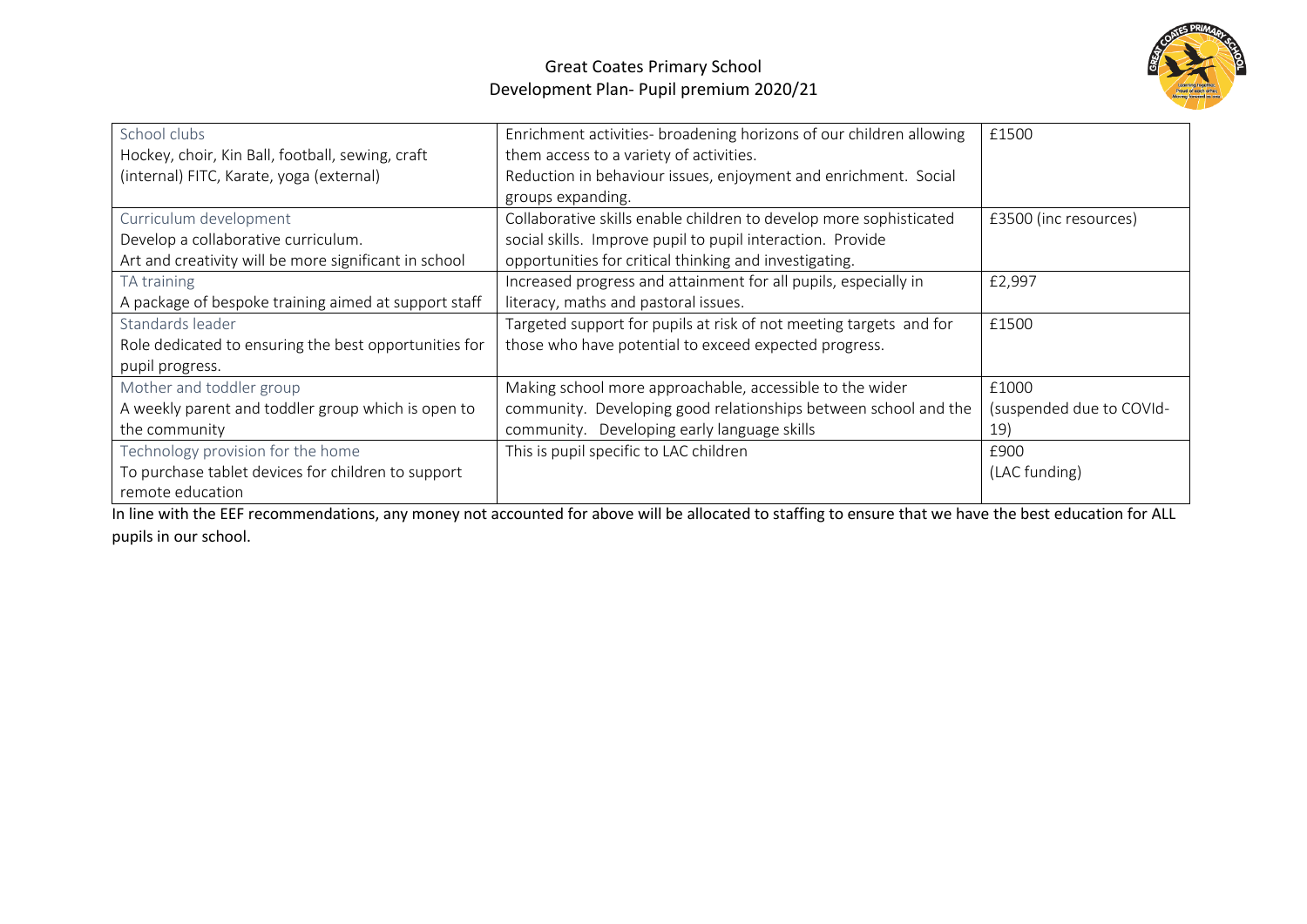| | | |
|---|---|---|
| School clubs<br>Hockey, choir, Kin Ball, football, sewing, craft (internal) FITC, Karate, yoga (external) | Enrichment activities- broadening horizons of our children allowing them access to a variety of activities.<br>Reduction in behaviour issues, enjoyment and enrichment. Social groups expanding. | £1500 |
| Curriculum development<br>Develop a collaborative curriculum.<br>Art and creativity will be more significant in school | Collaborative skills enable children to develop more sophisticated social skills. Improve pupil to pupil interaction. Provide opportunities for critical thinking and investigating. | £3500 (inc resources) |
| TA training<br>A package of bespoke training aimed at support staff | Increased progress and attainment for all pupils, especially in literacy, maths and pastoral issues. | £2,997 |
| Standards leader<br>Role dedicated to ensuring the best opportunities for pupil progress. | Targeted support for pupils at risk of not meeting targets and for those who have potential to exceed expected progress. | £1500 |
| Mother and toddler group<br>A weekly parent and toddler group which is open to the community | Making school more approachable, accessible to the wider community. Developing good relationships between school and the community. Developing early language skills | £1000<br>(suspended due to COVId-19) |
| Technology provision for the home<br>To purchase tablet devices for children to support remote education | This is pupil specific to LAC children | £900<br>(LAC funding) |

In line with the EEF recommendations, any money not accounted for above will be allocated to staffing to ensure that we have the best education for ALL pupils in our school.